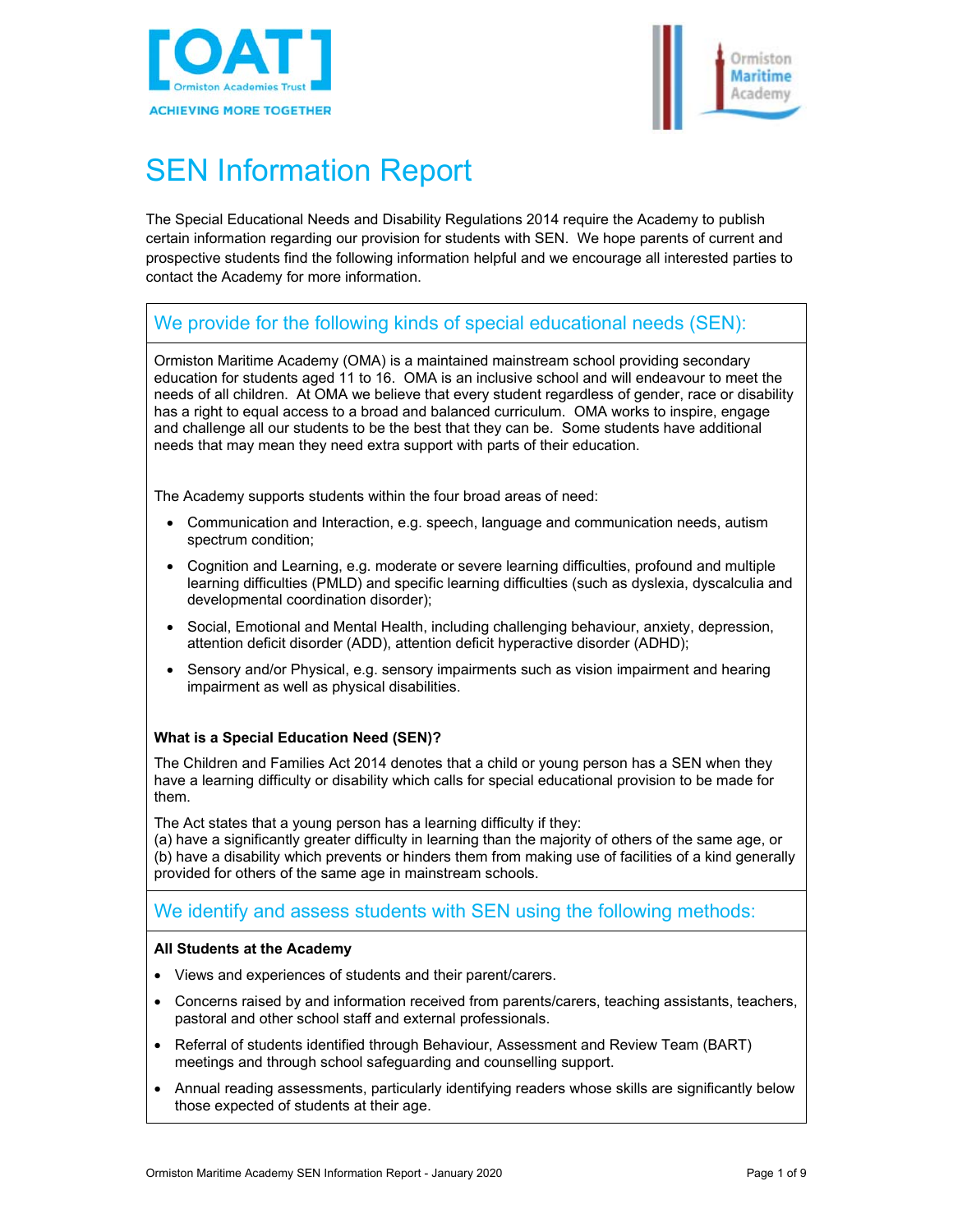# SEN Information Report

The Special Educational Needs and Disability Regulations 2014 require the Academy to publish certain information regarding our provision for students with SEN. We hope parents of current and prospective students find the following information helpful and we encourage all interested parties to contact the Academy for more information.

## We provide for the following kinds of special educational needs (SEN):

Ormiston Maritime Academy (OMA) is a maintained mainstream school providing secondary education for students aged 11 to 16. OMA is an inclusive school and will endeavour to meet the needs of all children. At OMA we believe that every student regardless of gender, race or disability has a right to equal access to a broad and balanced curriculum. OMA works to inspire, engage and challenge all our students to be the best that they can be. Some students have additional needs that may mean they need extra support with parts of their education.

The Academy supports students within the four broad areas of need:

- Communication and Interaction, e.g. speech, language and communication needs, autism spectrum condition;
- Cognition and Learning, e.g. moderate or severe learning difficulties, profound and multiple learning difficulties (PMLD) and specific learning difficulties (such as dyslexia, dyscalculia and developmental coordination disorder);
- Social, Emotional and Mental Health, including challenging behaviour, anxiety, depression, attention deficit disorder (ADD), attention deficit hyperactive disorder (ADHD);
- Sensory and/or Physical, e.g. sensory impairments such as vision impairment and hearing impairment as well as physical disabilities.

**What is a Special Education Need (SEN)?**

The Children and Families Act 2014 denotes that a child or young person has a SEN when they have a learning difficulty or disability which calls for special educational provision to be made for them.

The Act states that a young person has a learning difficulty if they:
(a) have a significantly greater difficulty in learning than the majority of others of the same age, or
(b) have a disability which prevents or hinders them from making use of facilities of a kind generally provided for others of the same age in mainstream schools.

## We identify and assess students with SEN using the following methods:

**All Students at the Academy**

- Views and experiences of students and their parent/carers.
- Concerns raised by and information received from parents/carers, teaching assistants, teachers, pastoral and other school staff and external professionals.
- Referral of students identified through Behaviour, Assessment and Review Team (BART) meetings and through school safeguarding and counselling support.
- Annual reading assessments, particularly identifying readers whose skills are significantly below those expected of students at their age.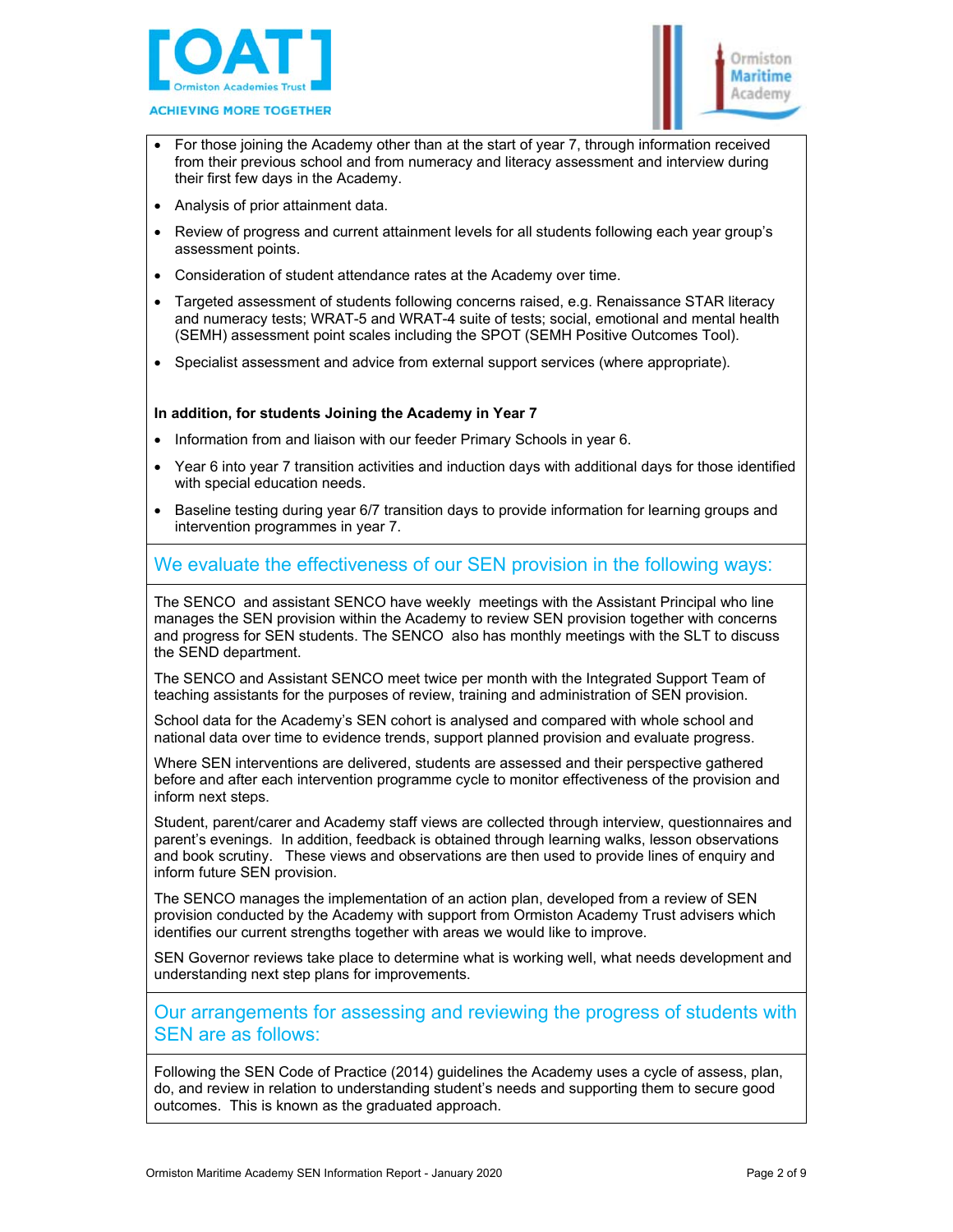- For those joining the Academy other than at the start of year 7, through information received from their previous school and from numeracy and literacy assessment and interview during their first few days in the Academy.
- Analysis of prior attainment data.
- Review of progress and current attainment levels for all students following each year group's assessment points.
- Consideration of student attendance rates at the Academy over time.
- Targeted assessment of students following concerns raised, e.g. Renaissance STAR literacy and numeracy tests; WRAT-5 and WRAT-4 suite of tests; social, emotional and mental health (SEMH) assessment point scales including the SPOT (SEMH Positive Outcomes Tool).
- Specialist assessment and advice from external support services (where appropriate).

**In addition, for students Joining the Academy in Year 7**

- Information from and liaison with our feeder Primary Schools in year 6.
- Year 6 into year 7 transition activities and induction days with additional days for those identified with special education needs.
- Baseline testing during year 6/7 transition days to provide information for learning groups and intervention programmes in year 7.

## We evaluate the effectiveness of our SEN provision in the following ways:

The SENCO and assistant SENCO have weekly meetings with the Assistant Principal who line manages the SEN provision within the Academy to review SEN provision together with concerns and progress for SEN students. The SENCO also has monthly meetings with the SLT to discuss the SEND department.

The SENCO and Assistant SENCO meet twice per month with the Integrated Support Team of teaching assistants for the purposes of review, training and administration of SEN provision.

School data for the Academy's SEN cohort is analysed and compared with whole school and national data over time to evidence trends, support planned provision and evaluate progress.

Where SEN interventions are delivered, students are assessed and their perspective gathered before and after each intervention programme cycle to monitor effectiveness of the provision and inform next steps.

Student, parent/carer and Academy staff views are collected through interview, questionnaires and parent's evenings. In addition, feedback is obtained through learning walks, lesson observations and book scrutiny. These views and observations are then used to provide lines of enquiry and inform future SEN provision.

The SENCO manages the implementation of an action plan, developed from a review of SEN provision conducted by the Academy with support from Ormiston Academy Trust advisers which identifies our current strengths together with areas we would like to improve.

SEN Governor reviews take place to determine what is working well, what needs development and understanding next step plans for improvements.

## Our arrangements for assessing and reviewing the progress of students with SEN are as follows:

Following the SEN Code of Practice (2014) guidelines the Academy uses a cycle of assess, plan, do, and review in relation to understanding student's needs and supporting them to secure good outcomes. This is known as the graduated approach.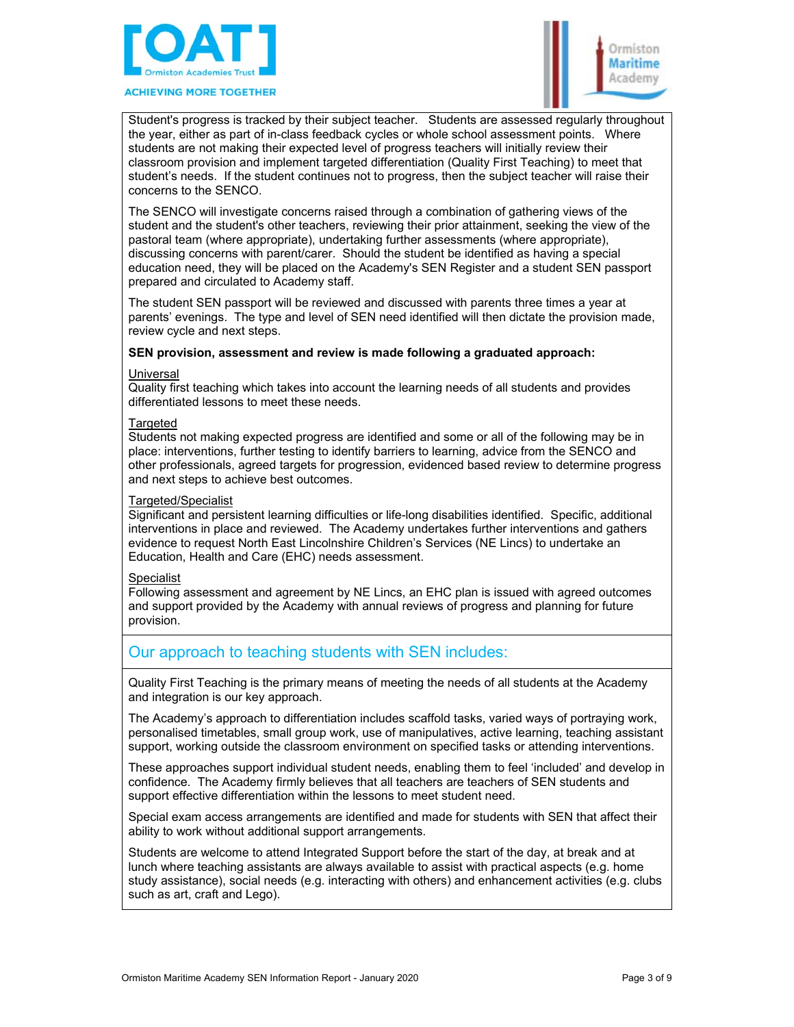Student's progress is tracked by their subject teacher. Students are assessed regularly throughout the year, either as part of in-class feedback cycles or whole school assessment points. Where students are not making their expected level of progress teachers will initially review their classroom provision and implement targeted differentiation (Quality First Teaching) to meet that student's needs. If the student continues not to progress, then the subject teacher will raise their concerns to the SENCO.

The SENCO will investigate concerns raised through a combination of gathering views of the student and the student's other teachers, reviewing their prior attainment, seeking the view of the pastoral team (where appropriate), undertaking further assessments (where appropriate), discussing concerns with parent/carer. Should the student be identified as having a special education need, they will be placed on the Academy's SEN Register and a student SEN passport prepared and circulated to Academy staff.

The student SEN passport will be reviewed and discussed with parents three times a year at parents' evenings. The type and level of SEN need identified will then dictate the provision made, review cycle and next steps.

**SEN provision, assessment and review is made following a graduated approach:**

Universal
Quality first teaching which takes into account the learning needs of all students and provides differentiated lessons to meet these needs.

Targeted
Students not making expected progress are identified and some or all of the following may be in place: interventions, further testing to identify barriers to learning, advice from the SENCO and other professionals, agreed targets for progression, evidenced based review to determine progress and next steps to achieve best outcomes.

Targeted/Specialist
Significant and persistent learning difficulties or life-long disabilities identified. Specific, additional interventions in place and reviewed. The Academy undertakes further interventions and gathers evidence to request North East Lincolnshire Children's Services (NE Lincs) to undertake an Education, Health and Care (EHC) needs assessment.

Specialist
Following assessment and agreement by NE Lincs, an EHC plan is issued with agreed outcomes and support provided by the Academy with annual reviews of progress and planning for future provision.

## Our approach to teaching students with SEN includes:

Quality First Teaching is the primary means of meeting the needs of all students at the Academy and integration is our key approach.

The Academy's approach to differentiation includes scaffold tasks, varied ways of portraying work, personalised timetables, small group work, use of manipulatives, active learning, teaching assistant support, working outside the classroom environment on specified tasks or attending interventions.

These approaches support individual student needs, enabling them to feel 'included' and develop in confidence. The Academy firmly believes that all teachers are teachers of SEN students and support effective differentiation within the lessons to meet student need.

Special exam access arrangements are identified and made for students with SEN that affect their ability to work without additional support arrangements.

Students are welcome to attend Integrated Support before the start of the day, at break and at lunch where teaching assistants are always available to assist with practical aspects (e.g. home study assistance), social needs (e.g. interacting with others) and enhancement activities (e.g. clubs such as art, craft and Lego).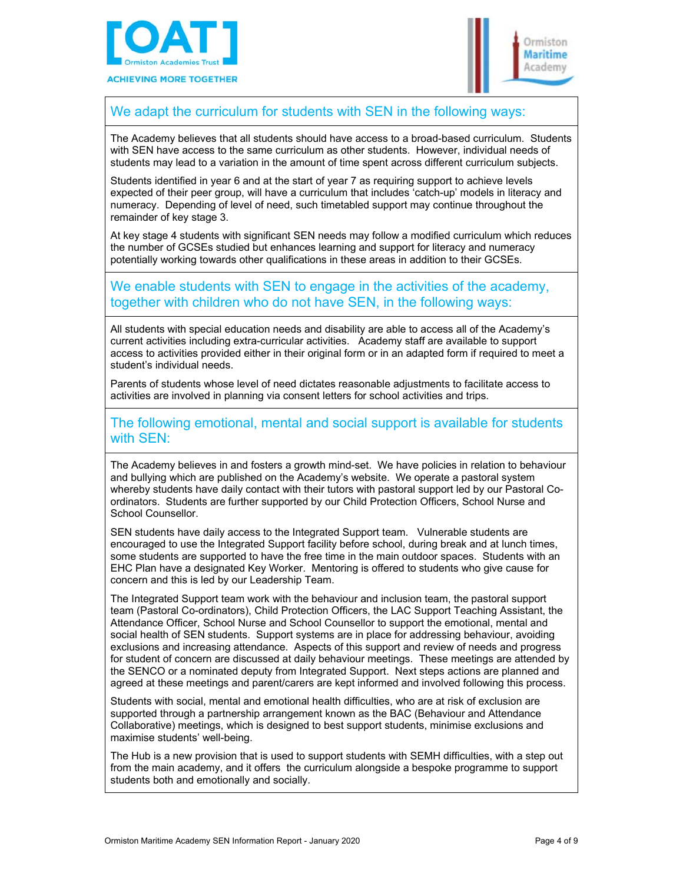## We adapt the curriculum for students with SEN in the following ways:

The Academy believes that all students should have access to a broad-based curriculum. Students with SEN have access to the same curriculum as other students. However, individual needs of students may lead to a variation in the amount of time spent across different curriculum subjects.

Students identified in year 6 and at the start of year 7 as requiring support to achieve levels expected of their peer group, will have a curriculum that includes 'catch-up' models in literacy and numeracy. Depending of level of need, such timetabled support may continue throughout the remainder of key stage 3.

At key stage 4 students with significant SEN needs may follow a modified curriculum which reduces the number of GCSEs studied but enhances learning and support for literacy and numeracy potentially working towards other qualifications in these areas in addition to their GCSEs.

## We enable students with SEN to engage in the activities of the academy, together with children who do not have SEN, in the following ways:

All students with special education needs and disability are able to access all of the Academy's current activities including extra-curricular activities. Academy staff are available to support access to activities provided either in their original form or in an adapted form if required to meet a student's individual needs.

Parents of students whose level of need dictates reasonable adjustments to facilitate access to activities are involved in planning via consent letters for school activities and trips.

## The following emotional, mental and social support is available for students with SEN:

The Academy believes in and fosters a growth mind-set. We have policies in relation to behaviour and bullying which are published on the Academy's website. We operate a pastoral system whereby students have daily contact with their tutors with pastoral support led by our Pastoral Co-ordinators. Students are further supported by our Child Protection Officers, School Nurse and School Counsellor.

SEN students have daily access to the Integrated Support team. Vulnerable students are encouraged to use the Integrated Support facility before school, during break and at lunch times, some students are supported to have the free time in the main outdoor spaces. Students with an EHC Plan have a designated Key Worker. Mentoring is offered to students who give cause for concern and this is led by our Leadership Team.

The Integrated Support team work with the behaviour and inclusion team, the pastoral support team (Pastoral Co-ordinators), Child Protection Officers, the LAC Support Teaching Assistant, the Attendance Officer, School Nurse and School Counsellor to support the emotional, mental and social health of SEN students. Support systems are in place for addressing behaviour, avoiding exclusions and increasing attendance. Aspects of this support and review of needs and progress for student of concern are discussed at daily behaviour meetings. These meetings are attended by the SENCO or a nominated deputy from Integrated Support. Next steps actions are planned and agreed at these meetings and parent/carers are kept informed and involved following this process.

Students with social, mental and emotional health difficulties, who are at risk of exclusion are supported through a partnership arrangement known as the BAC (Behaviour and Attendance Collaborative) meetings, which is designed to best support students, minimise exclusions and maximise students' well-being.

The Hub is a new provision that is used to support students with SEMH difficulties, with a step out from the main academy, and it offers the curriculum alongside a bespoke programme to support students both and emotionally and socially.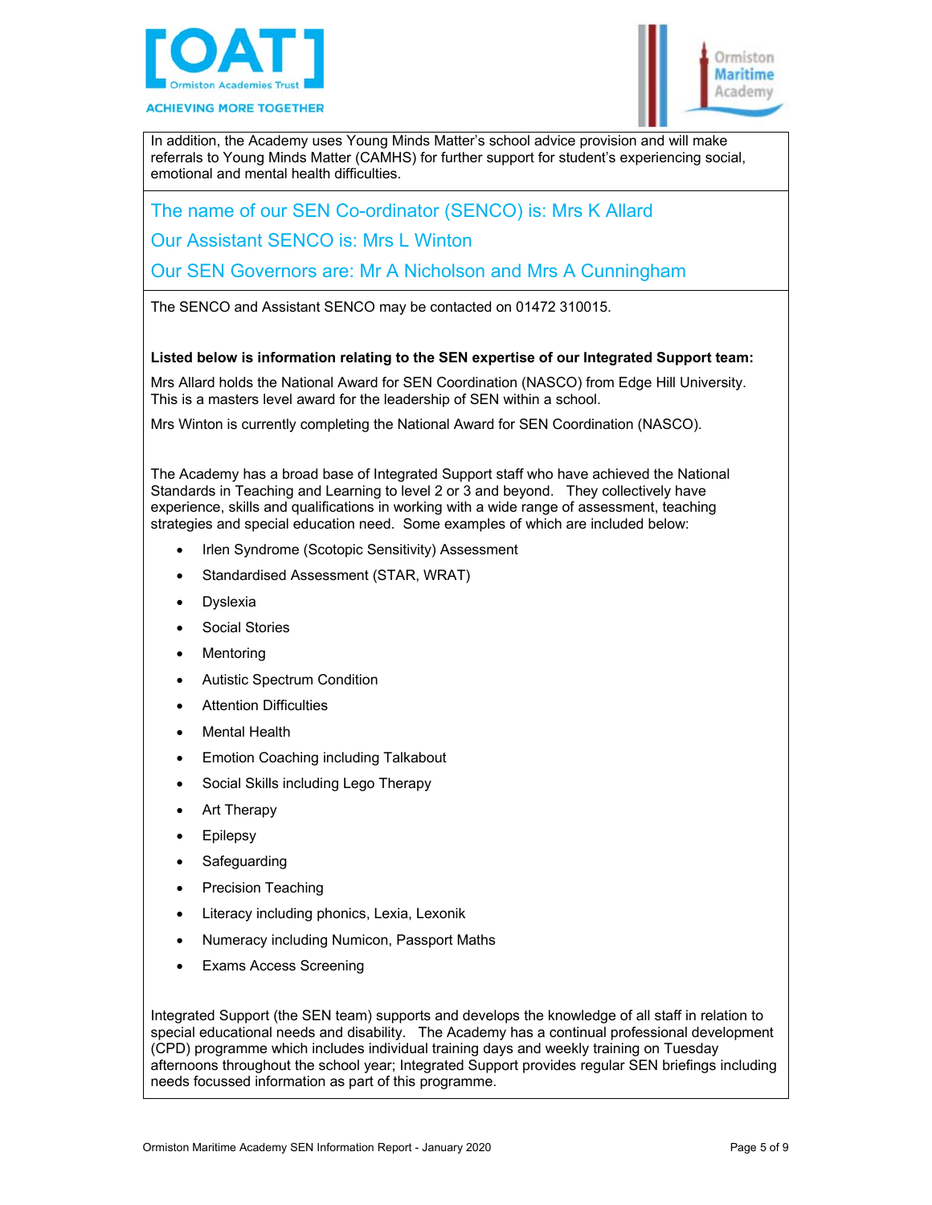In addition, the Academy uses Young Minds Matter's school advice provision and will make referrals to Young Minds Matter (CAMHS) for further support for student's experiencing social, emotional and mental health difficulties.

## The name of our SEN Co-ordinator (SENCO) is: Mrs K Allard

## Our Assistant SENCO is: Mrs L Winton

## Our SEN Governors are: Mr A Nicholson and Mrs A Cunningham

The SENCO and Assistant SENCO may be contacted on 01472 310015.

**Listed below is information relating to the SEN expertise of our Integrated Support team:**

Mrs Allard holds the National Award for SEN Coordination (NASCO) from Edge Hill University. This is a masters level award for the leadership of SEN within a school.

Mrs Winton is currently completing the National Award for SEN Coordination (NASCO).

The Academy has a broad base of Integrated Support staff who have achieved the National Standards in Teaching and Learning to level 2 or 3 and beyond. They collectively have experience, skills and qualifications in working with a wide range of assessment, teaching strategies and special education need. Some examples of which are included below:

- Irlen Syndrome (Scotopic Sensitivity) Assessment
- Standardised Assessment (STAR, WRAT)
- Dyslexia
- Social Stories
- Mentoring
- Autistic Spectrum Condition
- Attention Difficulties
- Mental Health
- Emotion Coaching including Talkabout
- Social Skills including Lego Therapy
- Art Therapy
- Epilepsy
- Safeguarding
- Precision Teaching
- Literacy including phonics, Lexia, Lexonik
- Numeracy including Numicon, Passport Maths
- Exams Access Screening

Integrated Support (the SEN team) supports and develops the knowledge of all staff in relation to special educational needs and disability. The Academy has a continual professional development (CPD) programme which includes individual training days and weekly training on Tuesday afternoons throughout the school year; Integrated Support provides regular SEN briefings including needs focussed information as part of this programme.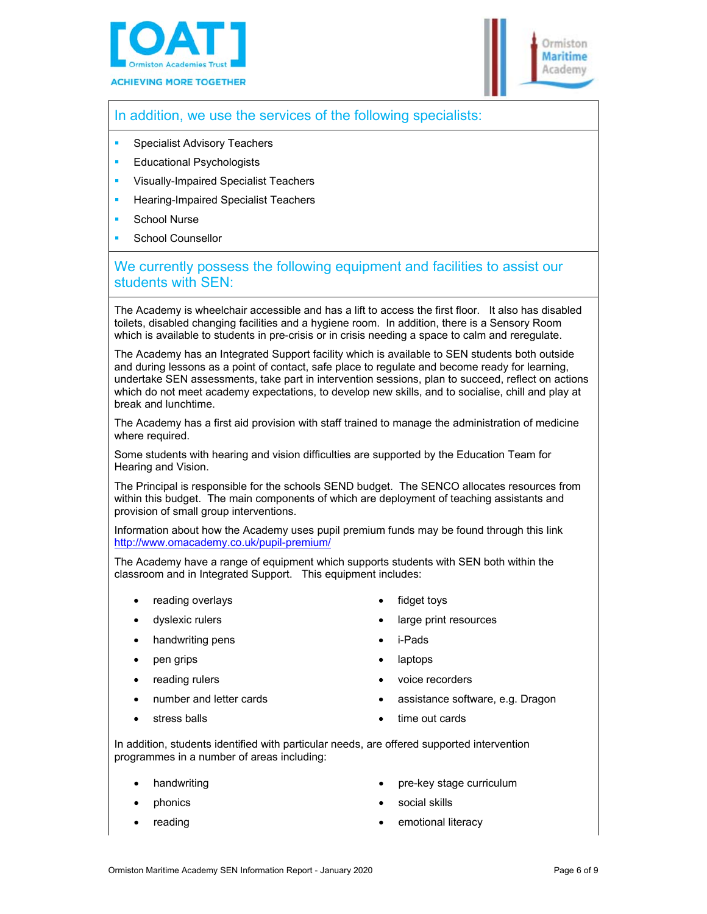## In addition, we use the services of the following specialists:

- Specialist Advisory Teachers
- Educational Psychologists
- Visually-Impaired Specialist Teachers
- Hearing-Impaired Specialist Teachers
- School Nurse
- School Counsellor

## We currently possess the following equipment and facilities to assist our students with SEN:

The Academy is wheelchair accessible and has a lift to access the first floor. It also has disabled toilets, disabled changing facilities and a hygiene room. In addition, there is a Sensory Room which is available to students in pre-crisis or in crisis needing a space to calm and reregulate.

The Academy has an Integrated Support facility which is available to SEN students both outside and during lessons as a point of contact, safe place to regulate and become ready for learning, undertake SEN assessments, take part in intervention sessions, plan to succeed, reflect on actions which do not meet academy expectations, to develop new skills, and to socialise, chill and play at break and lunchtime.

The Academy has a first aid provision with staff trained to manage the administration of medicine where required.

Some students with hearing and vision difficulties are supported by the Education Team for Hearing and Vision.

The Principal is responsible for the schools SEND budget. The SENCO allocates resources from within this budget. The main components of which are deployment of teaching assistants and provision of small group interventions.

Information about how the Academy uses pupil premium funds may be found through this link http://www.omacademy.co.uk/pupil-premium/

The Academy have a range of equipment which supports students with SEN both within the classroom and in Integrated Support. This equipment includes:

- reading overlays
- dyslexic rulers
- handwriting pens
- pen grips
- reading rulers
- number and letter cards
- stress balls
- fidget toys
- large print resources
- i-Pads
- laptops
- voice recorders
- assistance software, e.g. Dragon
- time out cards

In addition, students identified with particular needs, are offered supported intervention programmes in a number of areas including:

- handwriting
- phonics
- reading
- pre-key stage curriculum
- social skills
- emotional literacy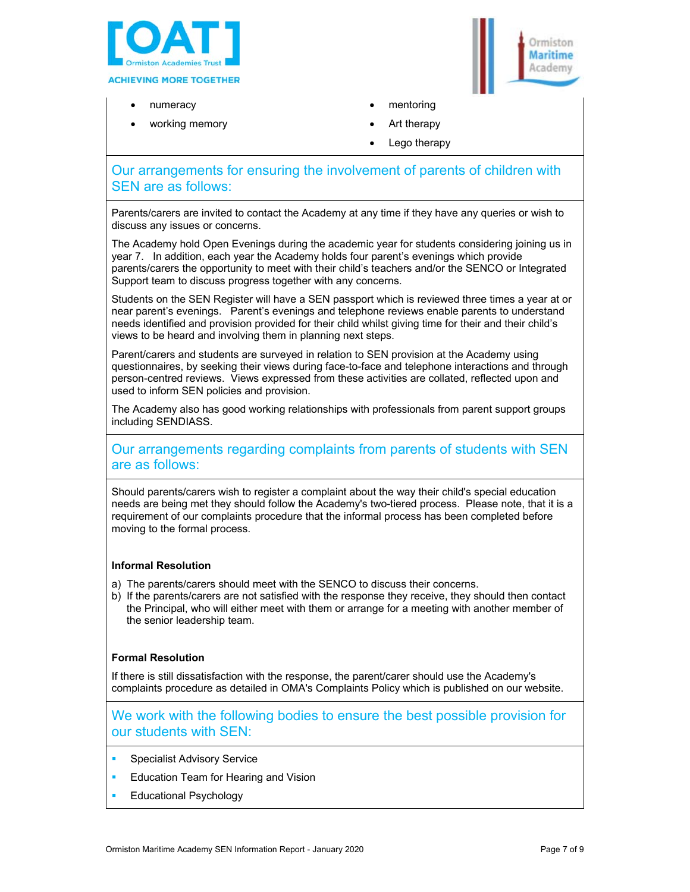- numeracy
- working memory
- mentoring
- Art therapy
- Lego therapy

## Our arrangements for ensuring the involvement of parents of children with SEN are as follows:

Parents/carers are invited to contact the Academy at any time if they have any queries or wish to discuss any issues or concerns.

The Academy hold Open Evenings during the academic year for students considering joining us in year 7. In addition, each year the Academy holds four parent's evenings which provide parents/carers the opportunity to meet with their child's teachers and/or the SENCO or Integrated Support team to discuss progress together with any concerns.

Students on the SEN Register will have a SEN passport which is reviewed three times a year at or near parent's evenings. Parent's evenings and telephone reviews enable parents to understand needs identified and provision provided for their child whilst giving time for their and their child's views to be heard and involving them in planning next steps.

Parent/carers and students are surveyed in relation to SEN provision at the Academy using questionnaires, by seeking their views during face-to-face and telephone interactions and through person-centred reviews. Views expressed from these activities are collated, reflected upon and used to inform SEN policies and provision.

The Academy also has good working relationships with professionals from parent support groups including SENDIASS.

## Our arrangements regarding complaints from parents of students with SEN are as follows:

Should parents/carers wish to register a complaint about the way their child's special education needs are being met they should follow the Academy's two-tiered process. Please note, that it is a requirement of our complaints procedure that the informal process has been completed before moving to the formal process.

**Informal Resolution**

a) The parents/carers should meet with the SENCO to discuss their concerns.
b) If the parents/carers are not satisfied with the response they receive, they should then contact the Principal, who will either meet with them or arrange for a meeting with another member of the senior leadership team.

**Formal Resolution**

If there is still dissatisfaction with the response, the parent/carer should use the Academy's complaints procedure as detailed in OMA's Complaints Policy which is published on our website.

## We work with the following bodies to ensure the best possible provision for our students with SEN:

- Specialist Advisory Service
- Education Team for Hearing and Vision
- Educational Psychology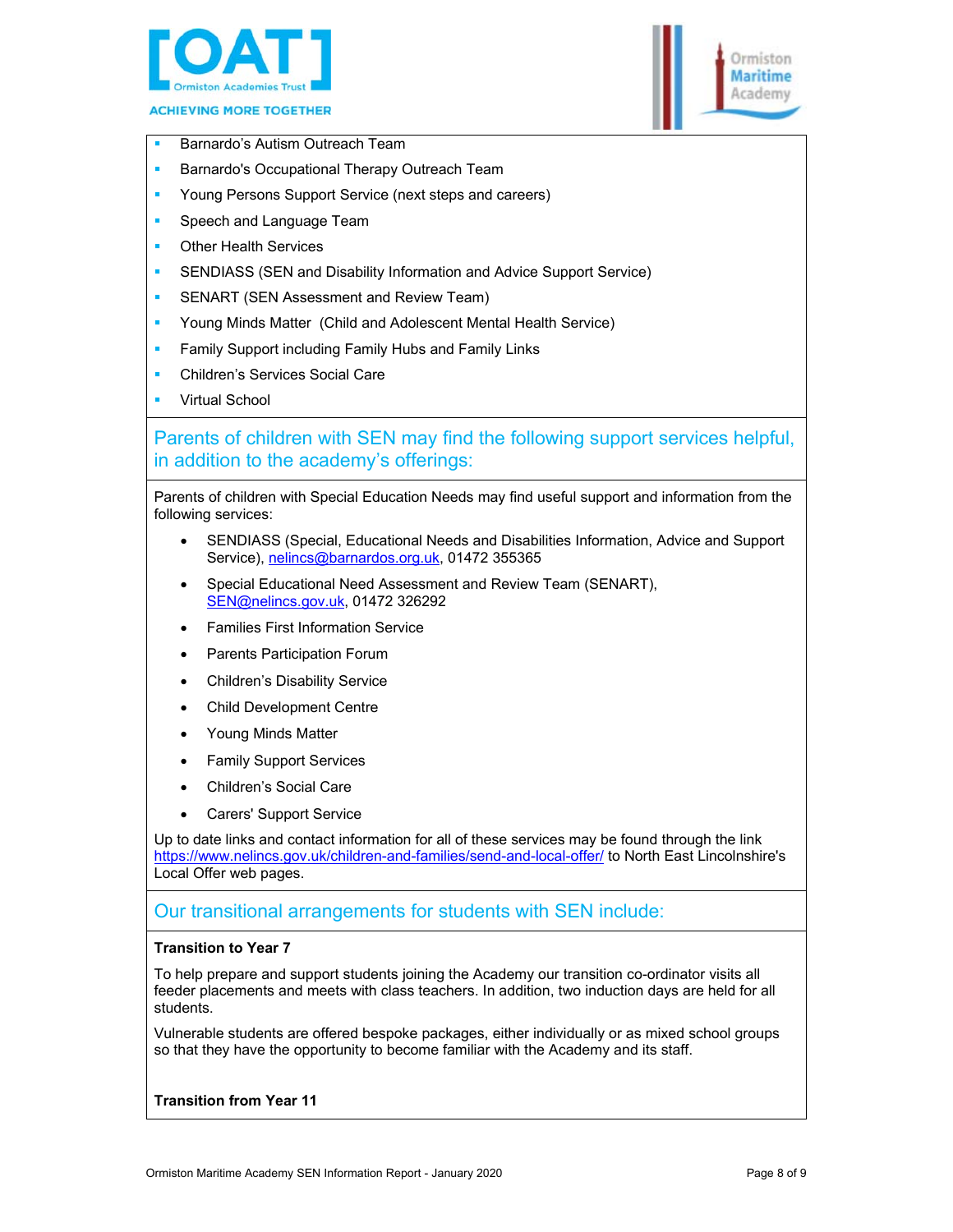- Barnardo's Autism Outreach Team
- Barnardo's Occupational Therapy Outreach Team
- Young Persons Support Service (next steps and careers)
- Speech and Language Team
- Other Health Services
- SENDIASS (SEN and Disability Information and Advice Support Service)
- SENART (SEN Assessment and Review Team)
- Young Minds Matter (Child and Adolescent Mental Health Service)
- Family Support including Family Hubs and Family Links
- Children's Services Social Care
- Virtual School

## Parents of children with SEN may find the following support services helpful, in addition to the academy's offerings:

Parents of children with Special Education Needs may find useful support and information from the following services:

- SENDIASS (Special, Educational Needs and Disabilities Information, Advice and Support Service), nelincs@barnardos.org.uk, 01472 355365
- Special Educational Need Assessment and Review Team (SENART), SEN@nelincs.gov.uk, 01472 326292
- Families First Information Service
- Parents Participation Forum
- Children's Disability Service
- Child Development Centre
- Young Minds Matter
- Family Support Services
- Children's Social Care
- Carers' Support Service

Up to date links and contact information for all of these services may be found through the link https://www.nelincs.gov.uk/children-and-families/send-and-local-offer/ to North East Lincolnshire's Local Offer web pages.

## Our transitional arrangements for students with SEN include:

**Transition to Year 7**

To help prepare and support students joining the Academy our transition co-ordinator visits all feeder placements and meets with class teachers. In addition, two induction days are held for all students.

Vulnerable students are offered bespoke packages, either individually or as mixed school groups so that they have the opportunity to become familiar with the Academy and its staff.

**Transition from Year 11**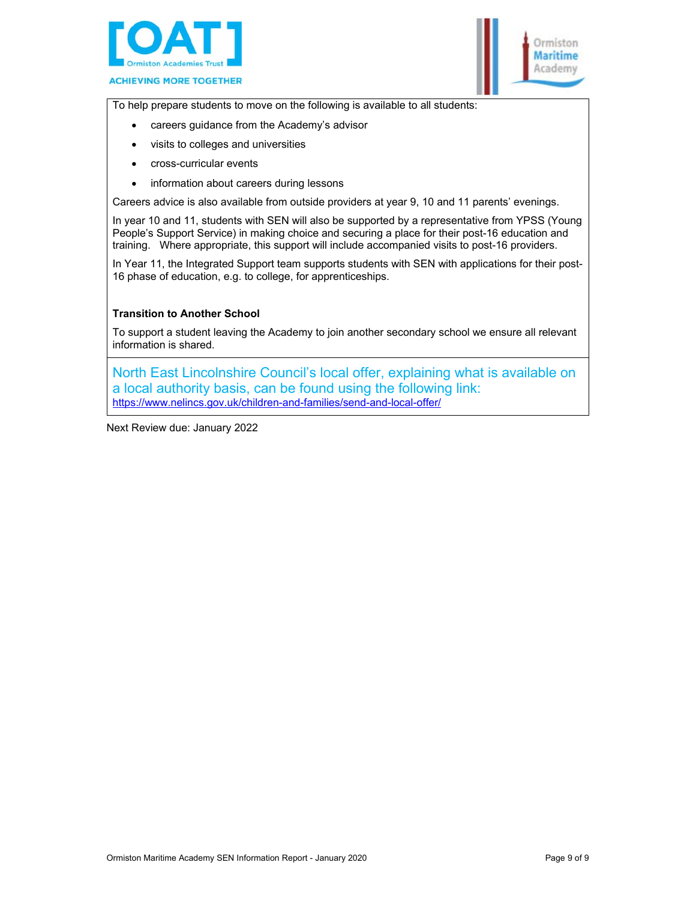To help prepare students to move on the following is available to all students:

- careers guidance from the Academy's advisor
- visits to colleges and universities
- cross-curricular events
- information about careers during lessons

Careers advice is also available from outside providers at year 9, 10 and 11 parents' evenings.

In year 10 and 11, students with SEN will also be supported by a representative from YPSS (Young People's Support Service) in making choice and securing a place for their post-16 education and training. Where appropriate, this support will include accompanied visits to post-16 providers.

In Year 11, the Integrated Support team supports students with SEN with applications for their post-16 phase of education, e.g. to college, for apprenticeships.

**Transition to Another School**

To support a student leaving the Academy to join another secondary school we ensure all relevant information is shared.

North East Lincolnshire Council's local offer, explaining what is available on a local authority basis, can be found using the following link:
https://www.nelincs.gov.uk/children-and-families/send-and-local-offer/

Next Review due: January 2022